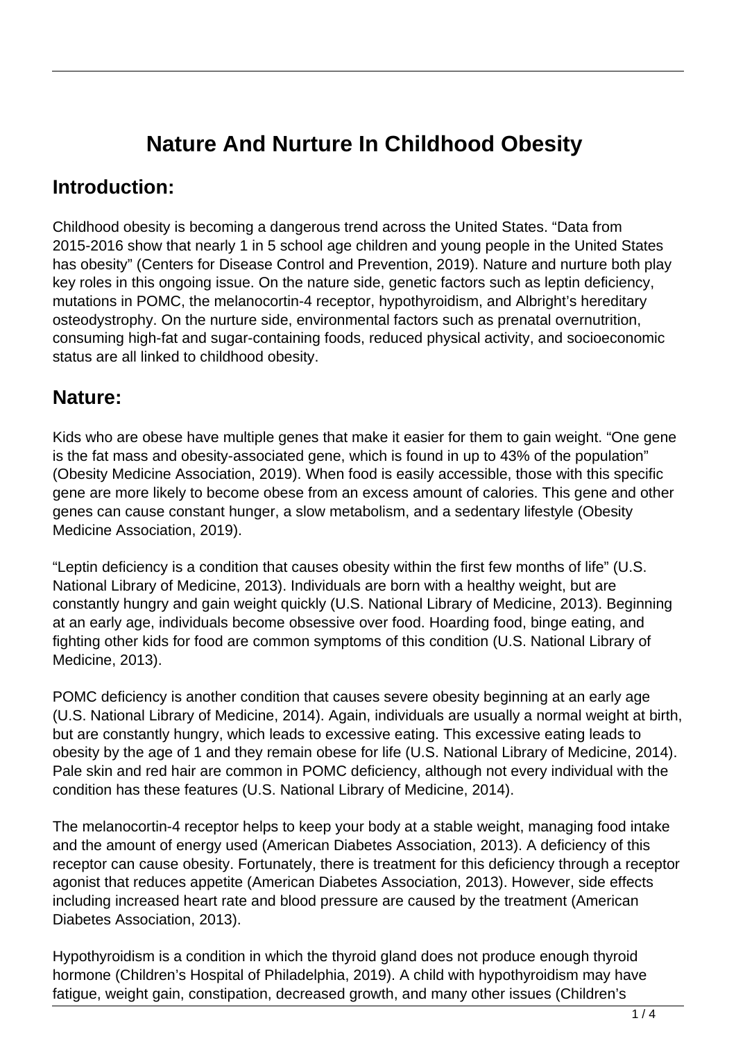# Nature And Nurture In Childhood Obesity

## Introduction:

Childhood obesity is becoming a dangerous trend across the United States. "Data from 2015-2016 show that nearly 1 in 5 school age children and young people in the United States has obesity" (Centers for Disease Control and Prevention, 2019). Nature and nurture both play key roles in this ongoing issue. On the nature side, genetic factors such as leptin deficiency, mutations in POMC, the melanocortin-4 receptor, hypothyroidism, and Albright's hereditary osteodystrophy. On the nurture side, environmental factors such as prenatal overnutrition, consuming high-fat and sugar-containing foods, reduced physical activity, and socioeconomic status are all linked to childhood obesity.

## Nature:

Kids who are obese have multiple genes that make it easier for them to gain weight. "One gene is the fat mass and obesity-associated gene, which is found in up to 43% of the population" (Obesity Medicine Association, 2019). When food is easily accessible, those with this specific gene are more likely to become obese from an excess amount of calories. This gene and other genes can cause constant hunger, a slow metabolism, and a sedentary lifestyle (Obesity Medicine Association, 2019).

"Leptin deficiency is a condition that causes obesity within the first few months of life" (U.S. National Library of Medicine, 2013). Individuals are born with a healthy weight, but are constantly hungry and gain weight quickly (U.S. National Library of Medicine, 2013). Beginning at an early age, individuals become obsessive over food. Hoarding food, binge eating, and fighting other kids for food are common symptoms of this condition (U.S. National Library of Medicine, 2013).

POMC deficiency is another condition that causes severe obesity beginning at an early age (U.S. National Library of Medicine, 2014). Again, individuals are usually a normal weight at birth, but are constantly hungry, which leads to excessive eating. This excessive eating leads to obesity by the age of 1 and they remain obese for life (U.S. National Library of Medicine, 2014). Pale skin and red hair are common in POMC deficiency, although not every individual with the condition has these features (U.S. National Library of Medicine, 2014).

The melanocortin-4 receptor helps to keep your body at a stable weight, managing food intake and the amount of energy used (American Diabetes Association, 2013). A deficiency of this receptor can cause obesity. Fortunately, there is treatment for this deficiency through a receptor agonist that reduces appetite (American Diabetes Association, 2013). However, side effects including increased heart rate and blood pressure are caused by the treatment (American Diabetes Association, 2013).

Hypothyroidism is a condition in which the thyroid gland does not produce enough thyroid hormone (Children's Hospital of Philadelphia, 2019). A child with hypothyroidism may have fatigue, weight gain, constipation, decreased growth, and many other issues (Children's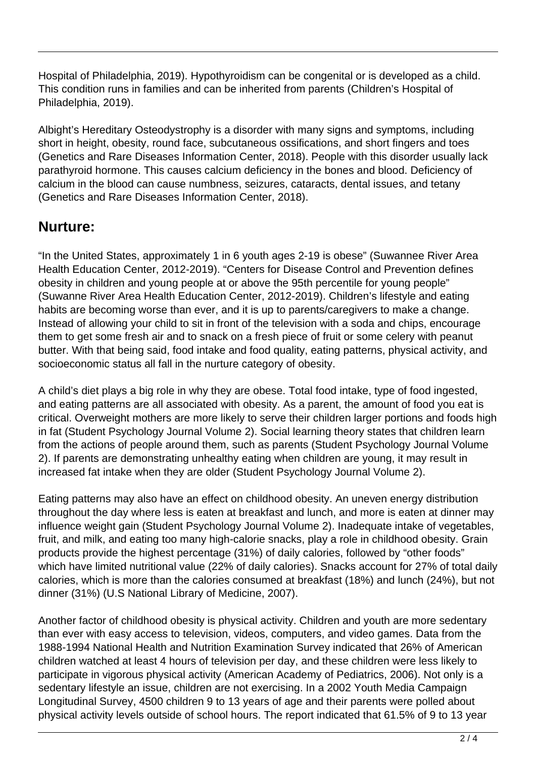Hospital of Philadelphia, 2019). Hypothyroidism can be congenital or is developed as a child. This condition runs in families and can be inherited from parents (Children's Hospital of Philadelphia, 2019).

Albight's Hereditary Osteodystrophy is a disorder with many signs and symptoms, including short in height, obesity, round face, subcutaneous ossifications, and short fingers and toes (Genetics and Rare Diseases Information Center, 2018). People with this disorder usually lack parathyroid hormone. This causes calcium deficiency in the bones and blood. Deficiency of calcium in the blood can cause numbness, seizures, cataracts, dental issues, and tetany (Genetics and Rare Diseases Information Center, 2018).

## Nurture:

"In the United States, approximately 1 in 6 youth ages 2-19 is obese" (Suwannee River Area Health Education Center, 2012-2019). "Centers for Disease Control and Prevention defines obesity in children and young people at or above the 95th percentile for young people" (Suwanne River Area Health Education Center, 2012-2019). Children's lifestyle and eating habits are becoming worse than ever, and it is up to parents/caregivers to make a change. Instead of allowing your child to sit in front of the television with a soda and chips, encourage them to get some fresh air and to snack on a fresh piece of fruit or some celery with peanut butter. With that being said, food intake and food quality, eating patterns, physical activity, and socioeconomic status all fall in the nurture category of obesity.

A child's diet plays a big role in why they are obese. Total food intake, type of food ingested, and eating patterns are all associated with obesity. As a parent, the amount of food you eat is critical. Overweight mothers are more likely to serve their children larger portions and foods high in fat (Student Psychology Journal Volume 2). Social learning theory states that children learn from the actions of people around them, such as parents (Student Psychology Journal Volume 2). If parents are demonstrating unhealthy eating when children are young, it may result in increased fat intake when they are older (Student Psychology Journal Volume 2).

Eating patterns may also have an effect on childhood obesity. An uneven energy distribution throughout the day where less is eaten at breakfast and lunch, and more is eaten at dinner may influence weight gain (Student Psychology Journal Volume 2). Inadequate intake of vegetables, fruit, and milk, and eating too many high-calorie snacks, play a role in childhood obesity. Grain products provide the highest percentage (31%) of daily calories, followed by "other foods" which have limited nutritional value (22% of daily calories). Snacks account for 27% of total daily calories, which is more than the calories consumed at breakfast (18%) and lunch (24%), but not dinner (31%) (U.S National Library of Medicine, 2007).

Another factor of childhood obesity is physical activity. Children and youth are more sedentary than ever with easy access to television, videos, computers, and video games. Data from the 1988-1994 National Health and Nutrition Examination Survey indicated that 26% of American children watched at least 4 hours of television per day, and these children were less likely to participate in vigorous physical activity (American Academy of Pediatrics, 2006). Not only is a sedentary lifestyle an issue, children are not exercising. In a 2002 Youth Media Campaign Longitudinal Survey, 4500 children 9 to 13 years of age and their parents were polled about physical activity levels outside of school hours. The report indicated that 61.5% of 9 to 13 year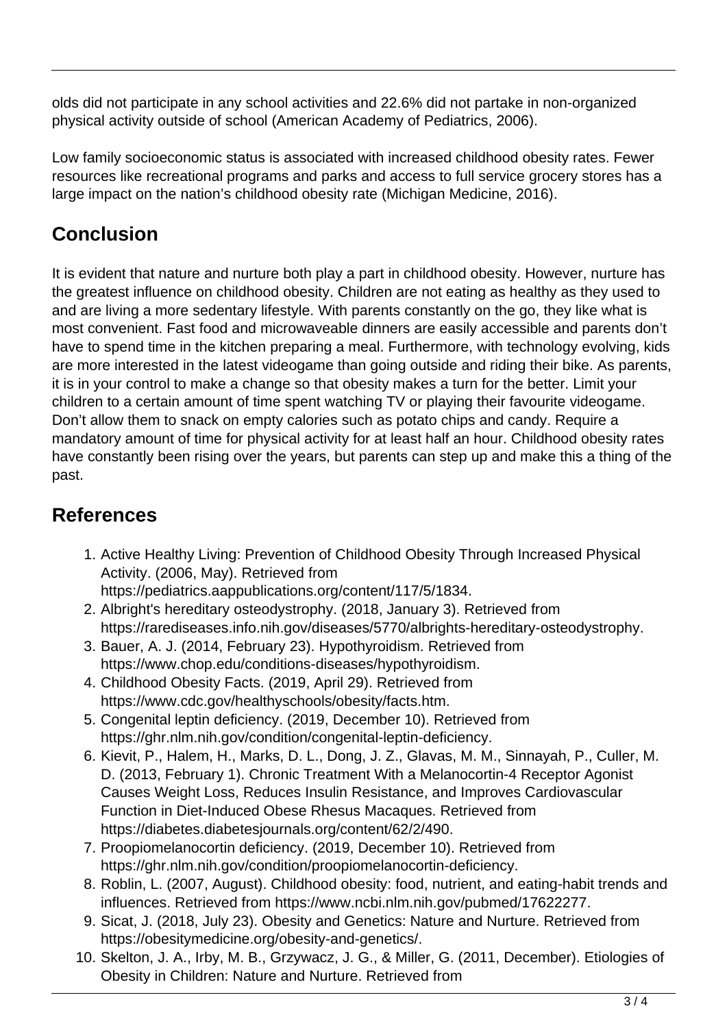olds did not participate in any school activities and 22.6% did not partake in non-organized physical activity outside of school (American Academy of Pediatrics, 2006).

Low family socioeconomic status is associated with increased childhood obesity rates. Fewer resources like recreational programs and parks and access to full service grocery stores has a large impact on the nation's childhood obesity rate (Michigan Medicine, 2016).

## Conclusion

It is evident that nature and nurture both play a part in childhood obesity. However, nurture has the greatest influence on childhood obesity. Children are not eating as healthy as they used to and are living a more sedentary lifestyle. With parents constantly on the go, they like what is most convenient. Fast food and microwaveable dinners are easily accessible and parents don't have to spend time in the kitchen preparing a meal. Furthermore, with technology evolving, kids are more interested in the latest videogame than going outside and riding their bike. As parents, it is in your control to make a change so that obesity makes a turn for the better. Limit your children to a certain amount of time spent watching TV or playing their favourite videogame. Don't allow them to snack on empty calories such as potato chips and candy. Require a mandatory amount of time for physical activity for at least half an hour. Childhood obesity rates have constantly been rising over the years, but parents can step up and make this a thing of the past.

## References

1. Active Healthy Living: Prevention of Childhood Obesity Through Increased Physical Activity. (2006, May). Retrieved from https://pediatrics.aappublications.org/content/117/5/1834.
2. Albright's hereditary osteodystrophy. (2018, January 3). Retrieved from https://rarediseases.info.nih.gov/diseases/5770/albrights-hereditary-osteodystrophy.
3. Bauer, A. J. (2014, February 23). Hypothyroidism. Retrieved from https://www.chop.edu/conditions-diseases/hypothyroidism.
4. Childhood Obesity Facts. (2019, April 29). Retrieved from https://www.cdc.gov/healthyschools/obesity/facts.htm.
5. Congenital leptin deficiency. (2019, December 10). Retrieved from https://ghr.nlm.nih.gov/condition/congenital-leptin-deficiency.
6. Kievit, P., Halem, H., Marks, D. L., Dong, J. Z., Glavas, M. M., Sinnayah, P., Culler, M. D. (2013, February 1). Chronic Treatment With a Melanocortin-4 Receptor Agonist Causes Weight Loss, Reduces Insulin Resistance, and Improves Cardiovascular Function in Diet-Induced Obese Rhesus Macaques. Retrieved from https://diabetes.diabetesjournals.org/content/62/2/490.
7. Proopiomelanocortin deficiency. (2019, December 10). Retrieved from https://ghr.nlm.nih.gov/condition/proopiomelanocortin-deficiency.
8. Roblin, L. (2007, August). Childhood obesity: food, nutrient, and eating-habit trends and influences. Retrieved from https://www.ncbi.nlm.nih.gov/pubmed/17622277.
9. Sicat, J. (2018, July 23). Obesity and Genetics: Nature and Nurture. Retrieved from https://obesitymedicine.org/obesity-and-genetics/.
10. Skelton, J. A., Irby, M. B., Grzywacz, J. G., & Miller, G. (2011, December). Etiologies of Obesity in Children: Nature and Nurture. Retrieved from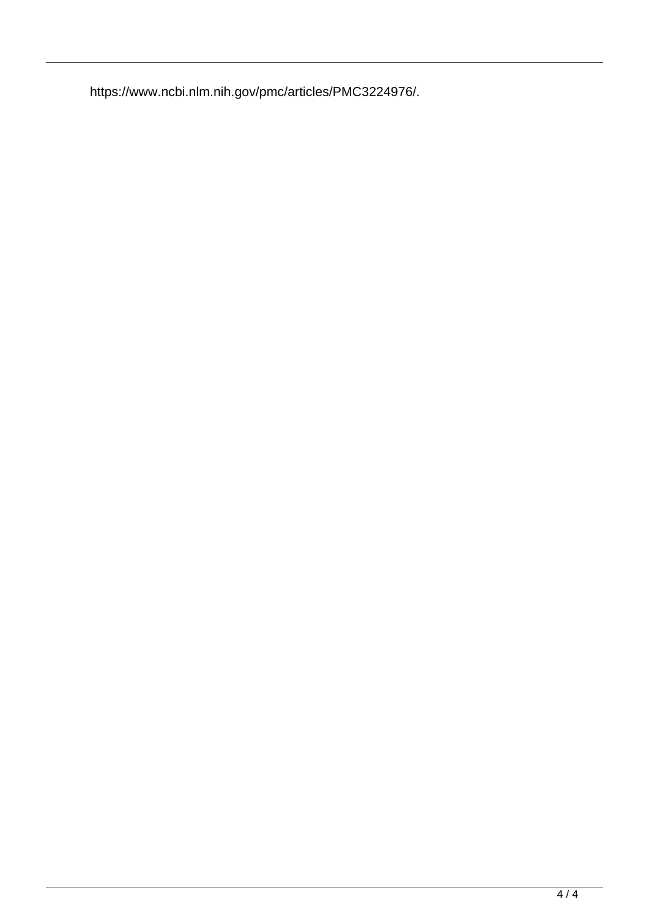https://www.ncbi.nlm.nih.gov/pmc/articles/PMC3224976/.